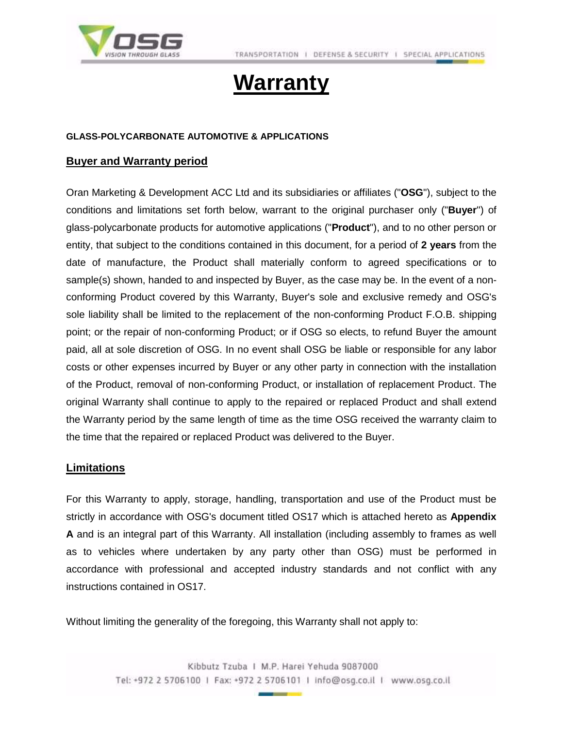# Warranty

**GLASS-POLYCARBONATE AUTOMOTIVE & APPLICATIONS**

## Buyer and Warranty period

Oran Marketing & Development ACC Ltd and its subsidiaries or affiliates ("**OSG**"), subject to the conditions and limitations set forth below, warrant to the original purchaser only ("**Buyer**") of glass-polycarbonate products for automotive applications ("**Product**"), and to no other person or entity, that subject to the conditions contained in this document, for a period of **2 years** from the date of manufacture, the Product shall materially conform to agreed specifications or to sample(s) shown, handed to and inspected by Buyer, as the case may be. In the event of a non-conforming Product covered by this Warranty, Buyer's sole and exclusive remedy and OSG's sole liability shall be limited to the replacement of the non-conforming Product F.O.B. shipping point; or the repair of non-conforming Product; or if OSG so elects, to refund Buyer the amount paid, all at sole discretion of OSG. In no event shall OSG be liable or responsible for any labor costs or other expenses incurred by Buyer or any other party in connection with the installation of the Product, removal of non-conforming Product, or installation of replacement Product. The original Warranty shall continue to apply to the repaired or replaced Product and shall extend the Warranty period by the same length of time as the time OSG received the warranty claim to the time that the repaired or replaced Product was delivered to the Buyer.

## Limitations

For this Warranty to apply, storage, handling, transportation and use of the Product must be strictly in accordance with OSG's document titled OS17 which is attached hereto as **Appendix A** and is an integral part of this Warranty. All installation (including assembly to frames as well as to vehicles where undertaken by any party other than OSG) must be performed in accordance with professional and accepted industry standards and not conflict with any instructions contained in OS17.

Without limiting the generality of the foregoing, this Warranty shall not apply to: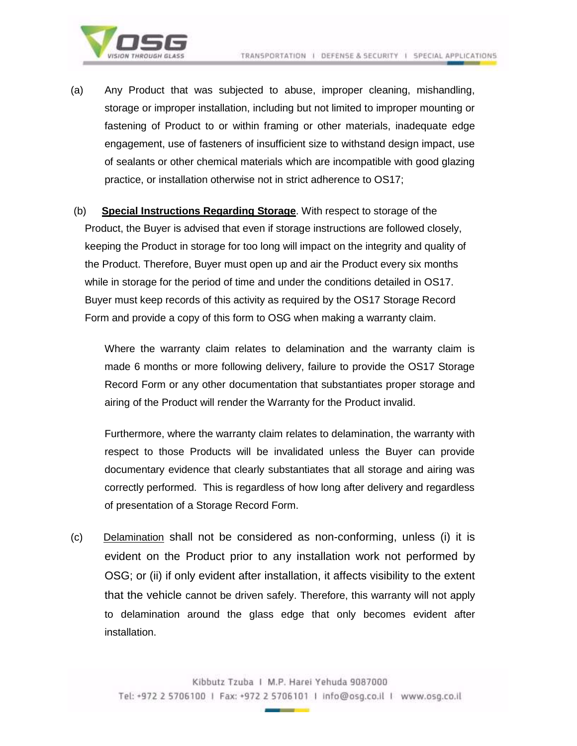(a) Any Product that was subjected to abuse, improper cleaning, mishandling, storage or improper installation, including but not limited to improper mounting or fastening of Product to or within framing or other materials, inadequate edge engagement, use of fasteners of insufficient size to withstand design impact, use of sealants or other chemical materials which are incompatible with good glazing practice, or installation otherwise not in strict adherence to OS17;

(b) **Special Instructions Regarding Storage**. With respect to storage of the Product, the Buyer is advised that even if storage instructions are followed closely, keeping the Product in storage for too long will impact on the integrity and quality of the Product. Therefore, Buyer must open up and air the Product every six months while in storage for the period of time and under the conditions detailed in OS17. Buyer must keep records of this activity as required by the OS17 Storage Record Form and provide a copy of this form to OSG when making a warranty claim.

Where the warranty claim relates to delamination and the warranty claim is made 6 months or more following delivery, failure to provide the OS17 Storage Record Form or any other documentation that substantiates proper storage and airing of the Product will render the Warranty for the Product invalid.

Furthermore, where the warranty claim relates to delamination, the warranty with respect to those Products will be invalidated unless the Buyer can provide documentary evidence that clearly substantiates that all storage and airing was correctly performed. This is regardless of how long after delivery and regardless of presentation of a Storage Record Form.

(c) Delamination shall not be considered as non-conforming, unless (i) it is evident on the Product prior to any installation work not performed by OSG; or (ii) if only evident after installation, it affects visibility to the extent that the vehicle cannot be driven safely. Therefore, this warranty will not apply to delamination around the glass edge that only becomes evident after installation.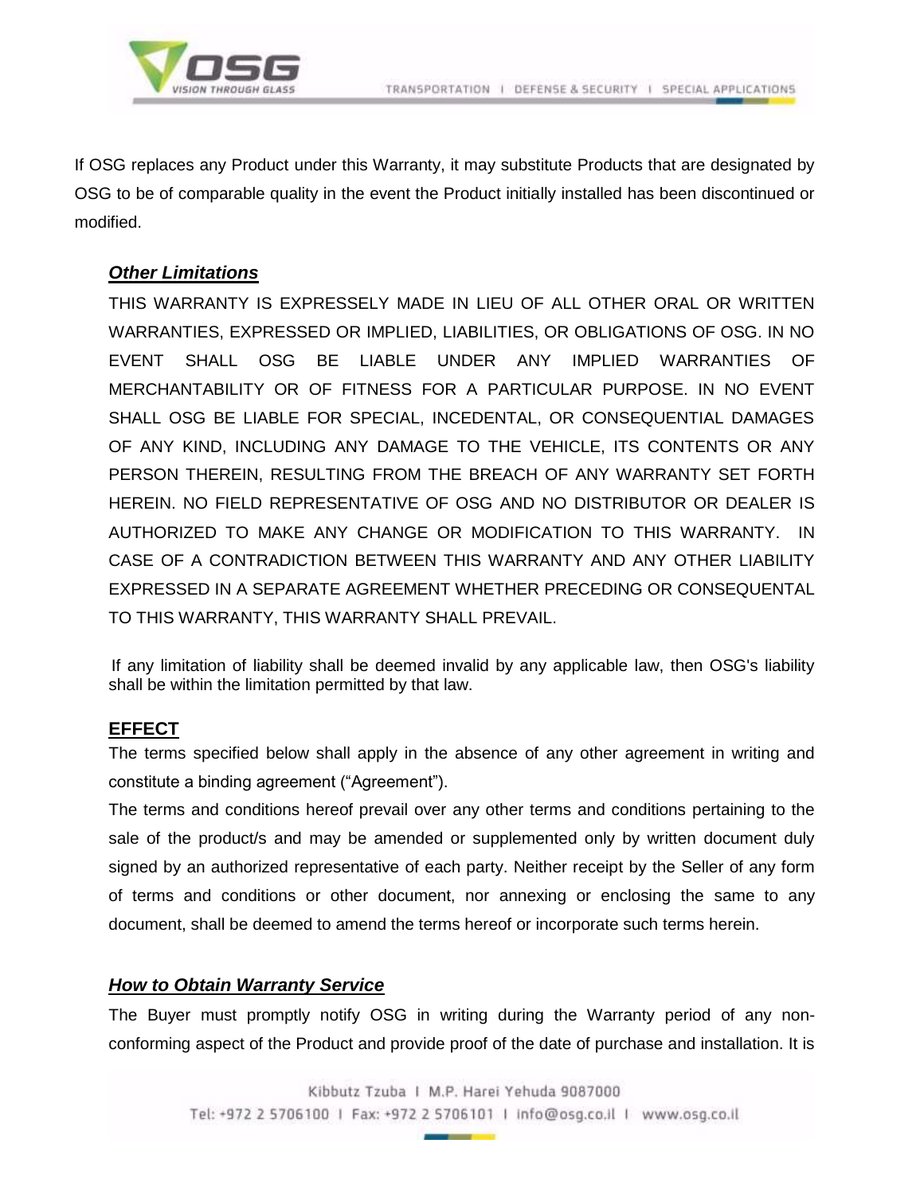If OSG replaces any Product under this Warranty, it may substitute Products that are designated by OSG to be of comparable quality in the event the Product initially installed has been discontinued or modified.

### ***Other Limitations***

THIS WARRANTY IS EXPRESSELY MADE IN LIEU OF ALL OTHER ORAL OR WRITTEN WARRANTIES, EXPRESSED OR IMPLIED, LIABILITIES, OR OBLIGATIONS OF OSG. IN NO EVENT SHALL OSG BE LIABLE UNDER ANY IMPLIED WARRANTIES OF MERCHANTABILITY OR OF FITNESS FOR A PARTICULAR PURPOSE. IN NO EVENT SHALL OSG BE LIABLE FOR SPECIAL, INCEDENTAL, OR CONSEQUENTIAL DAMAGES OF ANY KIND, INCLUDING ANY DAMAGE TO THE VEHICLE, ITS CONTENTS OR ANY PERSON THEREIN, RESULTING FROM THE BREACH OF ANY WARRANTY SET FORTH HEREIN. NO FIELD REPRESENTATIVE OF OSG AND NO DISTRIBUTOR OR DEALER IS AUTHORIZED TO MAKE ANY CHANGE OR MODIFICATION TO THIS WARRANTY. IN CASE OF A CONTRADICTION BETWEEN THIS WARRANTY AND ANY OTHER LIABILITY EXPRESSED IN A SEPARATE AGREEMENT WHETHER PRECEDING OR CONSEQUENTAL TO THIS WARRANTY, THIS WARRANTY SHALL PREVAIL.

If any limitation of liability shall be deemed invalid by any applicable law, then OSG's liability shall be within the limitation permitted by that law.

### **EFFECT**

The terms specified below shall apply in the absence of any other agreement in writing and constitute a binding agreement ("Agreement").

The terms and conditions hereof prevail over any other terms and conditions pertaining to the sale of the product/s and may be amended or supplemented only by written document duly signed by an authorized representative of each party. Neither receipt by the Seller of any form of terms and conditions or other document, nor annexing or enclosing the same to any document, shall be deemed to amend the terms hereof or incorporate such terms herein.

### ***How to Obtain Warranty Service***

The Buyer must promptly notify OSG in writing during the Warranty period of any non-conforming aspect of the Product and provide proof of the date of purchase and installation. It is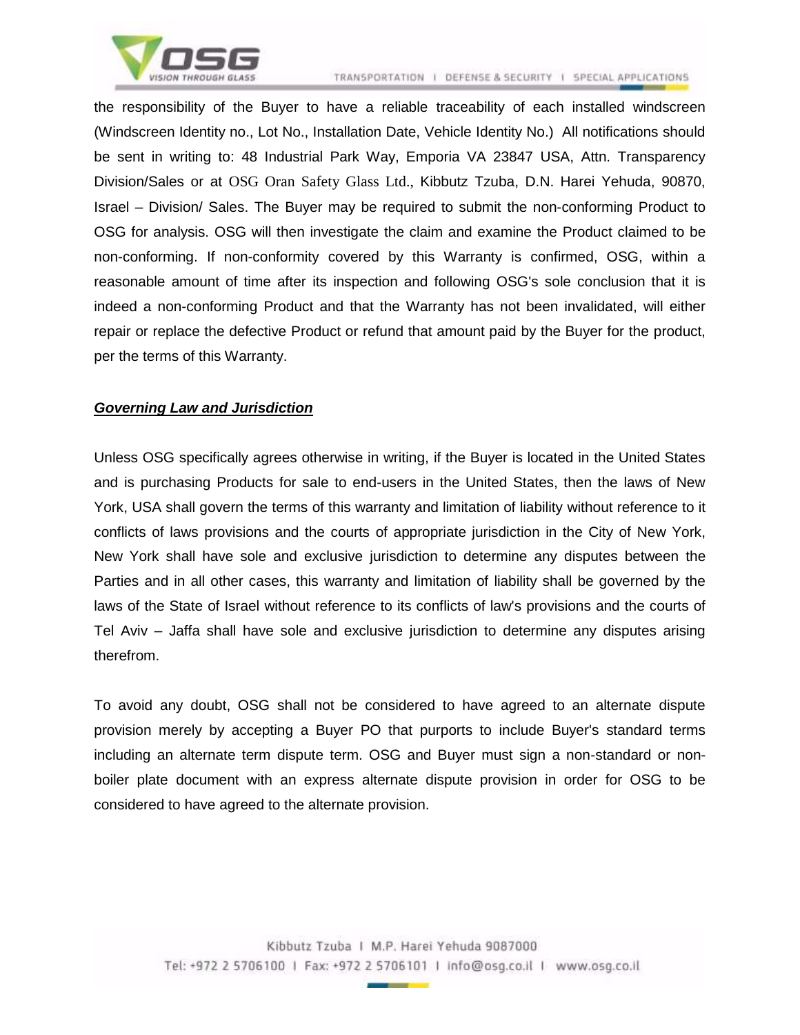the responsibility of the Buyer to have a reliable traceability of each installed windscreen (Windscreen Identity no., Lot No., Installation Date, Vehicle Identity No.) All notifications should be sent in writing to: 48 Industrial Park Way, Emporia VA 23847 USA, Attn. Transparency Division/Sales or at OSG Oran Safety Glass Ltd., Kibbutz Tzuba, D.N. Harei Yehuda, 90870, Israel – Division/ Sales. The Buyer may be required to submit the non-conforming Product to OSG for analysis. OSG will then investigate the claim and examine the Product claimed to be non-conforming. If non-conformity covered by this Warranty is confirmed, OSG, within a reasonable amount of time after its inspection and following OSG's sole conclusion that it is indeed a non-conforming Product and that the Warranty has not been invalidated, will either repair or replace the defective Product or refund that amount paid by the Buyer for the product, per the terms of this Warranty.

***<u>Governing Law and Jurisdiction</u>***

Unless OSG specifically agrees otherwise in writing, if the Buyer is located in the United States and is purchasing Products for sale to end-users in the United States, then the laws of New York, USA shall govern the terms of this warranty and limitation of liability without reference to it conflicts of laws provisions and the courts of appropriate jurisdiction in the City of New York, New York shall have sole and exclusive jurisdiction to determine any disputes between the Parties and in all other cases, this warranty and limitation of liability shall be governed by the laws of the State of Israel without reference to its conflicts of law's provisions and the courts of Tel Aviv – Jaffa shall have sole and exclusive jurisdiction to determine any disputes arising therefrom.

To avoid any doubt, OSG shall not be considered to have agreed to an alternate dispute provision merely by accepting a Buyer PO that purports to include Buyer's standard terms including an alternate term dispute term. OSG and Buyer must sign a non-standard or non-boiler plate document with an express alternate dispute provision in order for OSG to be considered to have agreed to the alternate provision.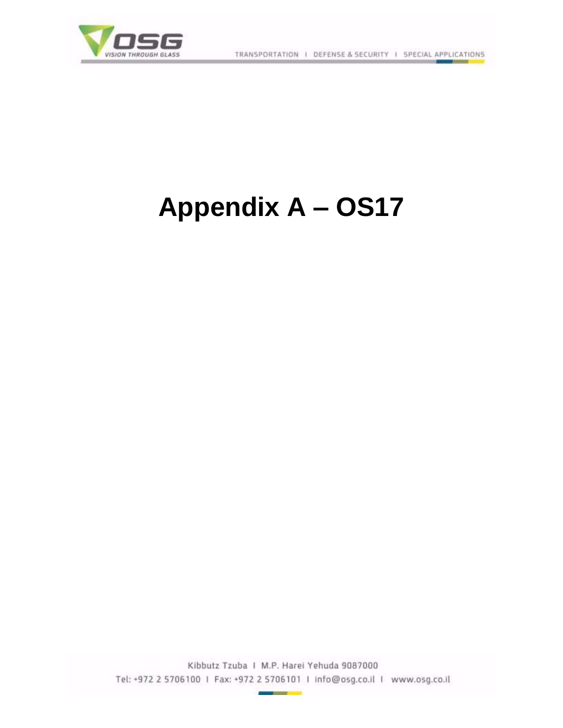# Appendix A – OS17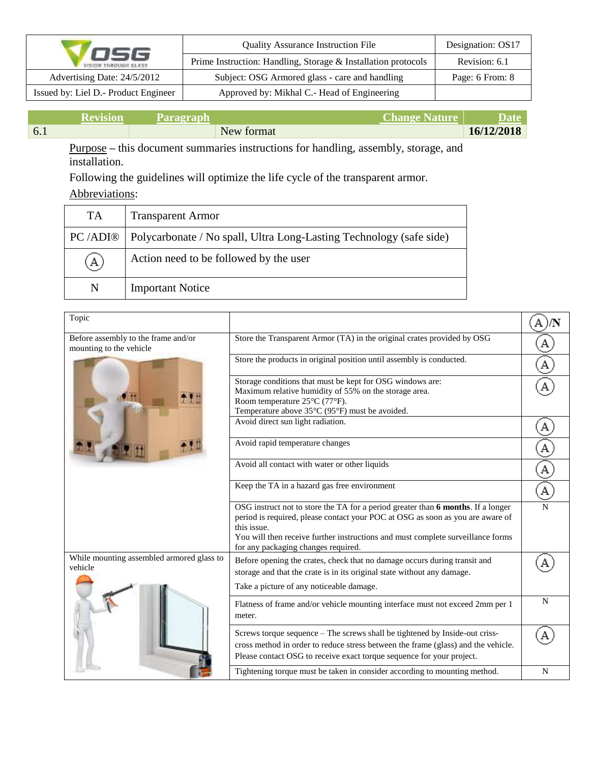| | Quality Assurance Instruction File | Designation: OS17 |
|---|---|---|
| OSG VISION THROUGH GLASS | Prime Instruction: Handling, Storage & Installation protocols | Revision: 6.1 |
| Advertising Date: 24/5/2012 | Subject: OSG Armored glass - care and handling | Page: 6 From: 8 |
| Issued by: Liel D.- Product Engineer | Approved by: Mikhal C.- Head of Engineering | |

| Revision | Paragraph | Change Nature | Date |
|---|---|---|---|
| 6.1 | | New format | **16/12/2018** |

Purpose – this document summaries instructions for handling, assembly, storage, and installation.

Following the guidelines will optimize the life cycle of the transparent armor.

Abbreviations:

| | |
|---|---|
| TA | Transparent Armor |
| PC /ADI® | Polycarbonate / No spall, Ultra Long-Lasting Technology (safe side) |
| (A) | Action need to be followed by the user |
| N | Important Notice |

| Topic | | (A)/N |
|---|---|---|
| Before assembly to the frame and/or mounting to the vehicle | Store the Transparent Armor (TA) in the original crates provided by OSG | (A) |
| | Store the products in original position until assembly is conducted. | (A) |
| | Storage conditions that must be kept for OSG windows are:<br>Maximum relative humidity of 55% on the storage area.<br>Room temperature 25°C (77°F).<br>Temperature above 35°C (95°F) must be avoided. | (A) |
| | Avoid direct sun light radiation. | (A) |
| | Avoid rapid temperature changes | (A) |
| | Avoid all contact with water or other liquids | (A) |
| | Keep the TA in a hazard gas free environment | (A) |
| | OSG instruct not to store the TA for a period greater than **6 months**. If a longer period is required, please contact your POC at OSG as soon as you are aware of this issue.<br>You will then receive further instructions and must complete surveillance forms for any packaging changes required. | N |
| While mounting assembled armored glass to vehicle | Before opening the crates, check that no damage occurs during transit and storage and that the crate is in its original state without any damage.<br>Take a picture of any noticeable damage. | (A) |
| | Flatness of frame and/or vehicle mounting interface must not exceed 2mm per 1 meter. | N |
| | Screws torque sequence – The screws shall be tightened by Inside-out criss-cross method in order to reduce stress between the frame (glass) and the vehicle. Please contact OSG to receive exact torque sequence for your project. | (A) |
| | Tightening torque must be taken in consider according to mounting method. | N |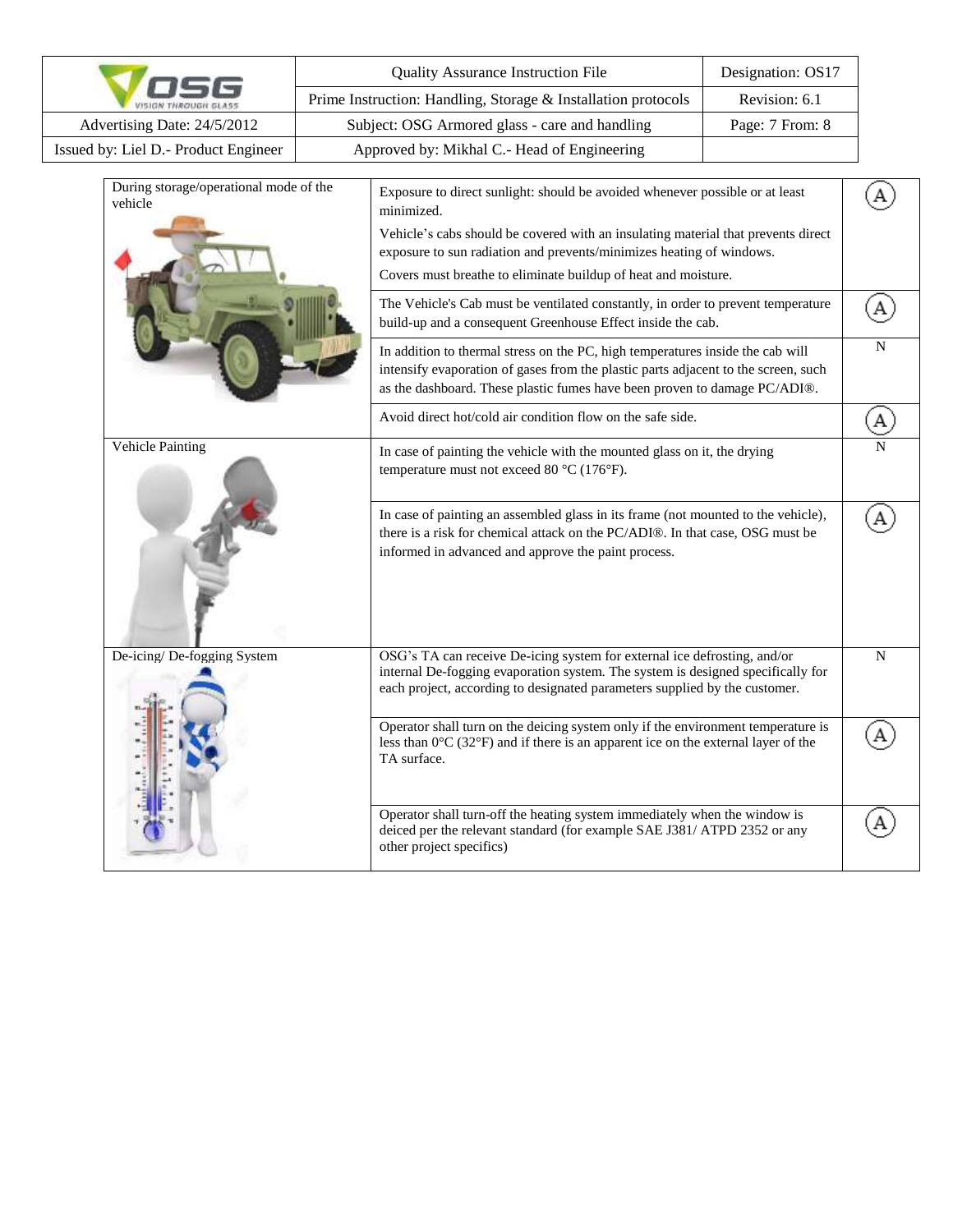| | | |
|---|---|---|
| During storage/operational mode of the vehicle | Exposure to direct sunlight: should be avoided whenever possible or at least minimized.<br>Vehicle's cabs should be covered with an insulating material that prevents direct exposure to sun radiation and prevents/minimizes heating of windows.<br>Covers must breathe to eliminate buildup of heat and moisture. | (A) |
| | The Vehicle's Cab must be ventilated constantly, in order to prevent temperature build-up and a consequent Greenhouse Effect inside the cab. | (A) |
| | In addition to thermal stress on the PC, high temperatures inside the cab will intensify evaporation of gases from the plastic parts adjacent to the screen, such as the dashboard. These plastic fumes have been proven to damage PC/ADI®. | N |
| | Avoid direct hot/cold air condition flow on the safe side. | (A) |
| Vehicle Painting | In case of painting the vehicle with the mounted glass on it, the drying temperature must not exceed 80 °C (176°F). | N |
| | In case of painting an assembled glass in its frame (not mounted to the vehicle), there is a risk for chemical attack on the PC/ADI®. In that case, OSG must be informed in advanced and approve the paint process. | (A) |
| De-icing/ De-fogging System | OSG's TA can receive De-icing system for external ice defrosting, and/or internal De-fogging evaporation system. The system is designed specifically for each project, according to designated parameters supplied by the customer. | N |
| | Operator shall turn on the deicing system only if the environment temperature is less than 0°C (32°F) and if there is an apparent ice on the external layer of the TA surface. | (A) |
| | Operator shall turn-off the heating system immediately when the window is deiced per the relevant standard (for example SAE J381/ ATPD 2352 or any other project specifics) | (A) |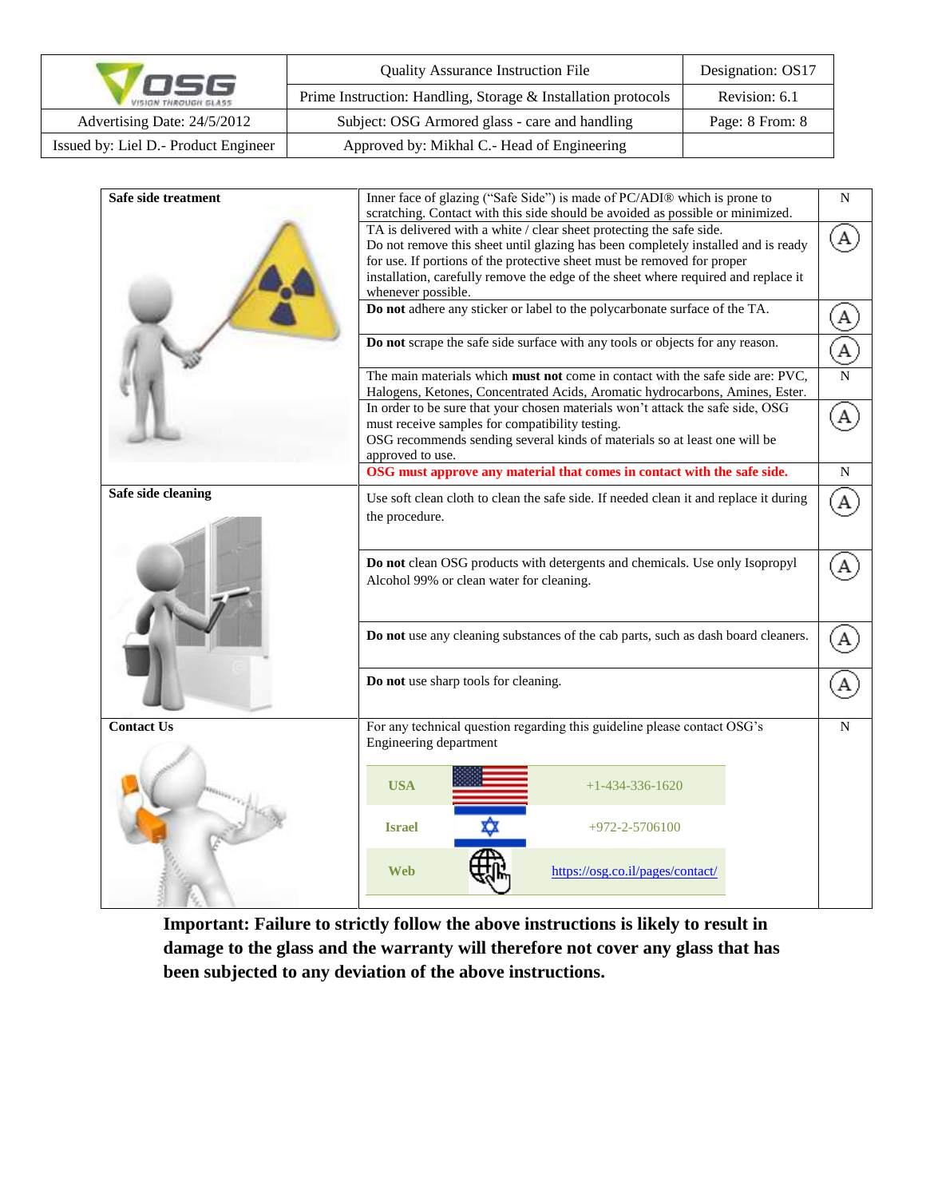| | Quality Assurance Instruction File | Designation: OS17 |
|---|---|---|
| OSG VISION THROUGH GLASS | Prime Instruction: Handling, Storage & Installation protocols | Revision: 6.1 |
| Advertising Date: 24/5/2012 | Subject: OSG Armored glass - care and handling | Page: 8 From: 8 |
| Issued by: Liel D.- Product Engineer | Approved by: Mikhal C.- Head of Engineering | |

| | | |
|---|---|---|
| **Safe side treatment** | Inner face of glazing ("Safe Side") is made of PC/ADI® which is prone to scratching. Contact with this side should be avoided as possible or minimized. | N |
| | TA is delivered with a white / clear sheet protecting the safe side. Do not remove this sheet until glazing has been completely installed and is ready for use. If portions of the protective sheet must be removed for proper installation, carefully remove the edge of the sheet where required and replace it whenever possible. | A |
| | **Do not** adhere any sticker or label to the polycarbonate surface of the TA. | A |
| | **Do not** scrape the safe side surface with any tools or objects for any reason. | A |
| | The main materials which **must not** come in contact with the safe side are: PVC, Halogens, Ketones, Concentrated Acids, Aromatic hydrocarbons, Amines, Ester. | N |
| | In order to be sure that your chosen materials won't attack the safe side, OSG must receive samples for compatibility testing. OSG recommends sending several kinds of materials so at least one will be approved to use. | A |
| | **OSG must approve any material that comes in contact with the safe side.** | N |
| **Safe side cleaning** | Use soft clean cloth to clean the safe side. If needed clean it and replace it during the procedure. | A |
| | **Do not** clean OSG products with detergents and chemicals. Use only Isopropyl Alcohol 99% or clean water for cleaning. | A |
| | **Do not** use any cleaning substances of the cab parts, such as dash board cleaners. | A |
| | **Do not** use sharp tools for cleaning. | A |
| **Contact Us** | For any technical question regarding this guideline please contact OSG's Engineering department | N |

| | |
|---|---|
| **USA** | +1-434-336-1620 |
| **Israel** | +972-2-5706100 |
| **Web** | https://osg.co.il/pages/contact/ |

**Important: Failure to strictly follow the above instructions is likely to result in damage to the glass and the warranty will therefore not cover any glass that has been subjected to any deviation of the above instructions.**